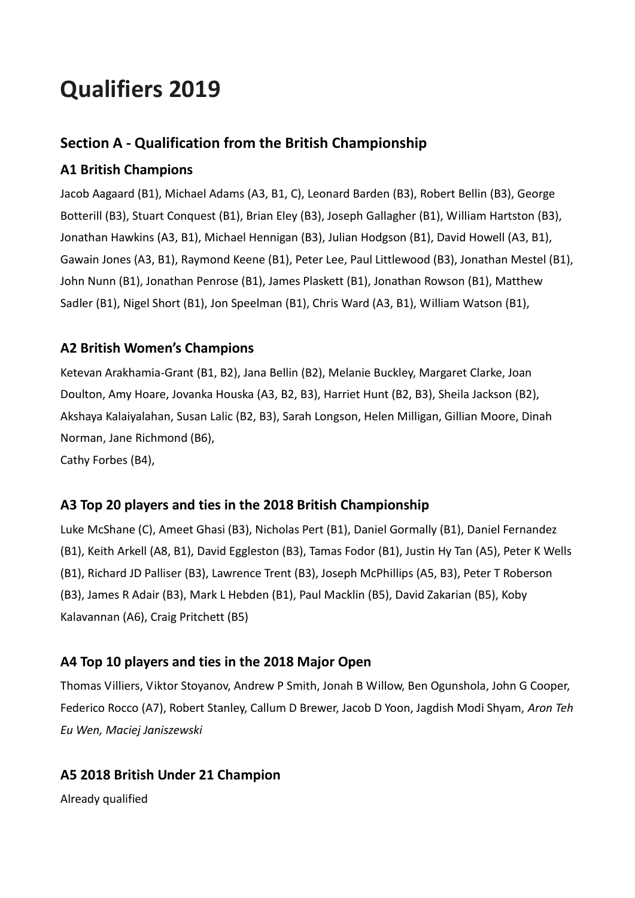# Qualifiers 2019

## Section A - Qualification from the British Championship

### A1 British Champions

Jacob Aagaard (B1), Michael Adams (A3, B1, C), Leonard Barden (B3), Robert Bellin (B3), George Botterill (B3), Stuart Conquest (B1), Brian Eley (B3), Joseph Gallagher (B1), William Hartston (B3), Jonathan Hawkins (A3, B1), Michael Hennigan (B3), Julian Hodgson (B1), David Howell (A3, B1), Gawain Jones (A3, B1), Raymond Keene (B1), Peter Lee, Paul Littlewood (B3), Jonathan Mestel (B1), John Nunn (B1), Jonathan Penrose (B1), James Plaskett (B1), Jonathan Rowson (B1), Matthew Sadler (B1), Nigel Short (B1), Jon Speelman (B1), Chris Ward (A3, B1), William Watson (B1),

### A2 British Women's Champions

Ketevan Arakhamia-Grant (B1, B2), Jana Bellin (B2), Melanie Buckley, Margaret Clarke, Joan Doulton, Amy Hoare, Jovanka Houska (A3, B2, B3), Harriet Hunt (B2, B3), Sheila Jackson (B2), Akshaya Kalaiyalahan, Susan Lalic (B2, B3), Sarah Longson, Helen Milligan, Gillian Moore, Dinah Norman, Jane Richmond (B6),
Cathy Forbes (B4),

### A3 Top 20 players and ties in the 2018 British Championship

Luke McShane (C), Ameet Ghasi (B3), Nicholas Pert (B1), Daniel Gormally (B1), Daniel Fernandez (B1), Keith Arkell (A8, B1), David Eggleston (B3), Tamas Fodor (B1), Justin Hy Tan (A5), Peter K Wells (B1), Richard JD Palliser (B3), Lawrence Trent (B3), Joseph McPhillips (A5, B3), Peter T Roberson (B3), James R Adair (B3), Mark L Hebden (B1), Paul Macklin (B5), David Zakarian (B5), Koby Kalavannan (A6), Craig Pritchett (B5)

### A4 Top 10 players and ties in the 2018 Major Open

Thomas Villiers, Viktor Stoyanov, Andrew P Smith, Jonah B Willow, Ben Ogunshola, John G Cooper, Federico Rocco (A7), Robert Stanley, Callum D Brewer, Jacob D Yoon, Jagdish Modi Shyam, *Aron Teh Eu Wen, Maciej Janiszewski*

### A5 2018 British Under 21 Champion

Already qualified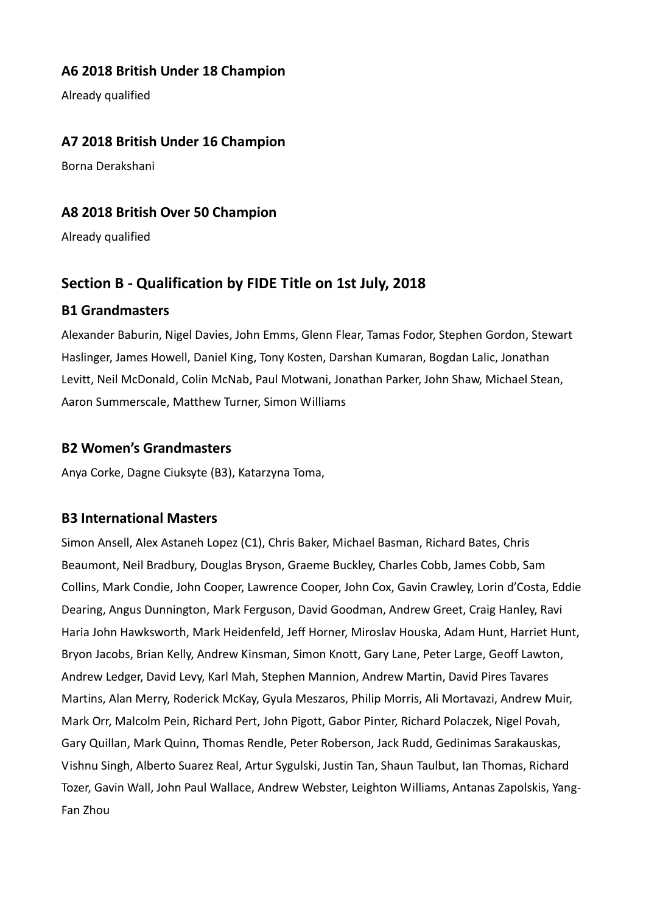### A6 2018 British Under 18 Champion

Already qualified

### A7 2018 British Under 16 Champion

Borna Derakshani

### A8 2018 British Over 50 Champion

Already qualified

## Section B - Qualification by FIDE Title on 1st July, 2018

### B1 Grandmasters

Alexander Baburin, Nigel Davies, John Emms, Glenn Flear, Tamas Fodor, Stephen Gordon, Stewart Haslinger, James Howell, Daniel King, Tony Kosten, Darshan Kumaran, Bogdan Lalic, Jonathan Levitt, Neil McDonald, Colin McNab, Paul Motwani, Jonathan Parker, John Shaw, Michael Stean, Aaron Summerscale, Matthew Turner, Simon Williams

### B2 Women's Grandmasters

Anya Corke, Dagne Ciuksyte (B3), Katarzyna Toma,

### B3 International Masters

Simon Ansell, Alex Astaneh Lopez (C1), Chris Baker, Michael Basman, Richard Bates, Chris Beaumont, Neil Bradbury, Douglas Bryson, Graeme Buckley, Charles Cobb, James Cobb, Sam Collins, Mark Condie, John Cooper, Lawrence Cooper, John Cox, Gavin Crawley, Lorin d'Costa, Eddie Dearing, Angus Dunnington, Mark Ferguson, David Goodman, Andrew Greet, Craig Hanley, Ravi Haria John Hawksworth, Mark Heidenfeld, Jeff Horner, Miroslav Houska, Adam Hunt, Harriet Hunt, Bryon Jacobs, Brian Kelly, Andrew Kinsman, Simon Knott, Gary Lane, Peter Large, Geoff Lawton, Andrew Ledger, David Levy, Karl Mah, Stephen Mannion, Andrew Martin, David Pires Tavares Martins, Alan Merry, Roderick McKay, Gyula Meszaros, Philip Morris, Ali Mortavazi, Andrew Muir, Mark Orr, Malcolm Pein, Richard Pert, John Pigott, Gabor Pinter, Richard Polaczek, Nigel Povah, Gary Quillan, Mark Quinn, Thomas Rendle, Peter Roberson, Jack Rudd, Gedinimas Sarakauskas, Vishnu Singh, Alberto Suarez Real, Artur Sygulski, Justin Tan, Shaun Taulbut, Ian Thomas, Richard Tozer, Gavin Wall, John Paul Wallace, Andrew Webster, Leighton Williams, Antanas Zapolskis, Yang-Fan Zhou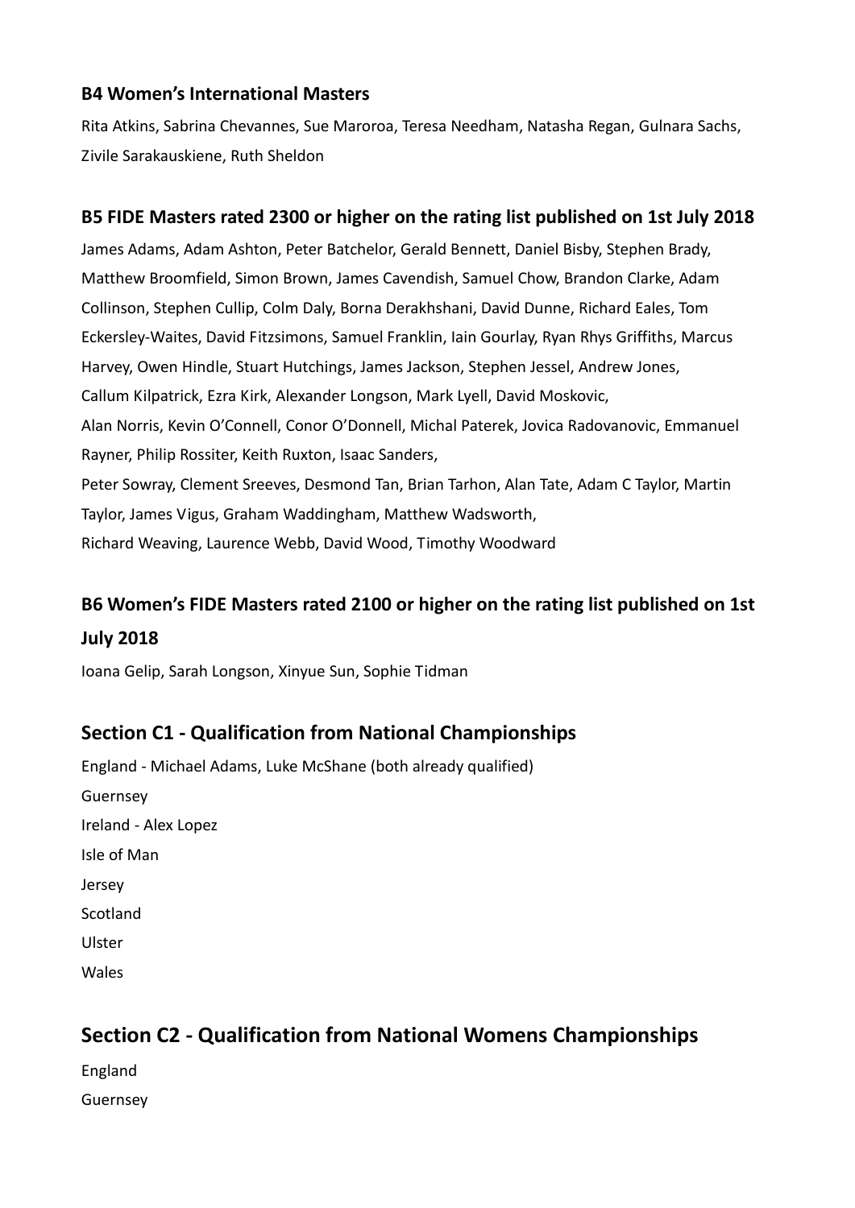### B4 Women's International Masters

Rita Atkins, Sabrina Chevannes, Sue Maroroa, Teresa Needham, Natasha Regan, Gulnara Sachs, Zivile Sarakauskiene, Ruth Sheldon

### B5 FIDE Masters rated 2300 or higher on the rating list published on 1st July 2018

James Adams, Adam Ashton, Peter Batchelor, Gerald Bennett, Daniel Bisby, Stephen Brady, Matthew Broomfield, Simon Brown, James Cavendish, Samuel Chow, Brandon Clarke, Adam Collinson, Stephen Cullip, Colm Daly, Borna Derakhshani, David Dunne, Richard Eales, Tom Eckersley-Waites, David Fitzsimons, Samuel Franklin, Iain Gourlay, Ryan Rhys Griffiths, Marcus Harvey, Owen Hindle, Stuart Hutchings, James Jackson, Stephen Jessel, Andrew Jones, Callum Kilpatrick, Ezra Kirk, Alexander Longson, Mark Lyell, David Moskovic, Alan Norris, Kevin O'Connell, Conor O'Donnell, Michal Paterek, Jovica Radovanovic, Emmanuel Rayner, Philip Rossiter, Keith Ruxton, Isaac Sanders, Peter Sowray, Clement Sreeves, Desmond Tan, Brian Tarhon, Alan Tate, Adam C Taylor, Martin Taylor, James Vigus, Graham Waddingham, Matthew Wadsworth, Richard Weaving, Laurence Webb, David Wood, Timothy Woodward

### B6 Women's FIDE Masters rated 2100 or higher on the rating list published on 1st July 2018

Ioana Gelip, Sarah Longson, Xinyue Sun, Sophie Tidman

## Section C1 - Qualification from National Championships

England - Michael Adams, Luke McShane (both already qualified)

Guernsey

Ireland - Alex Lopez

Isle of Man

Jersey

Scotland

Ulster

Wales

## Section C2 - Qualification from National Womens Championships

England

Guernsey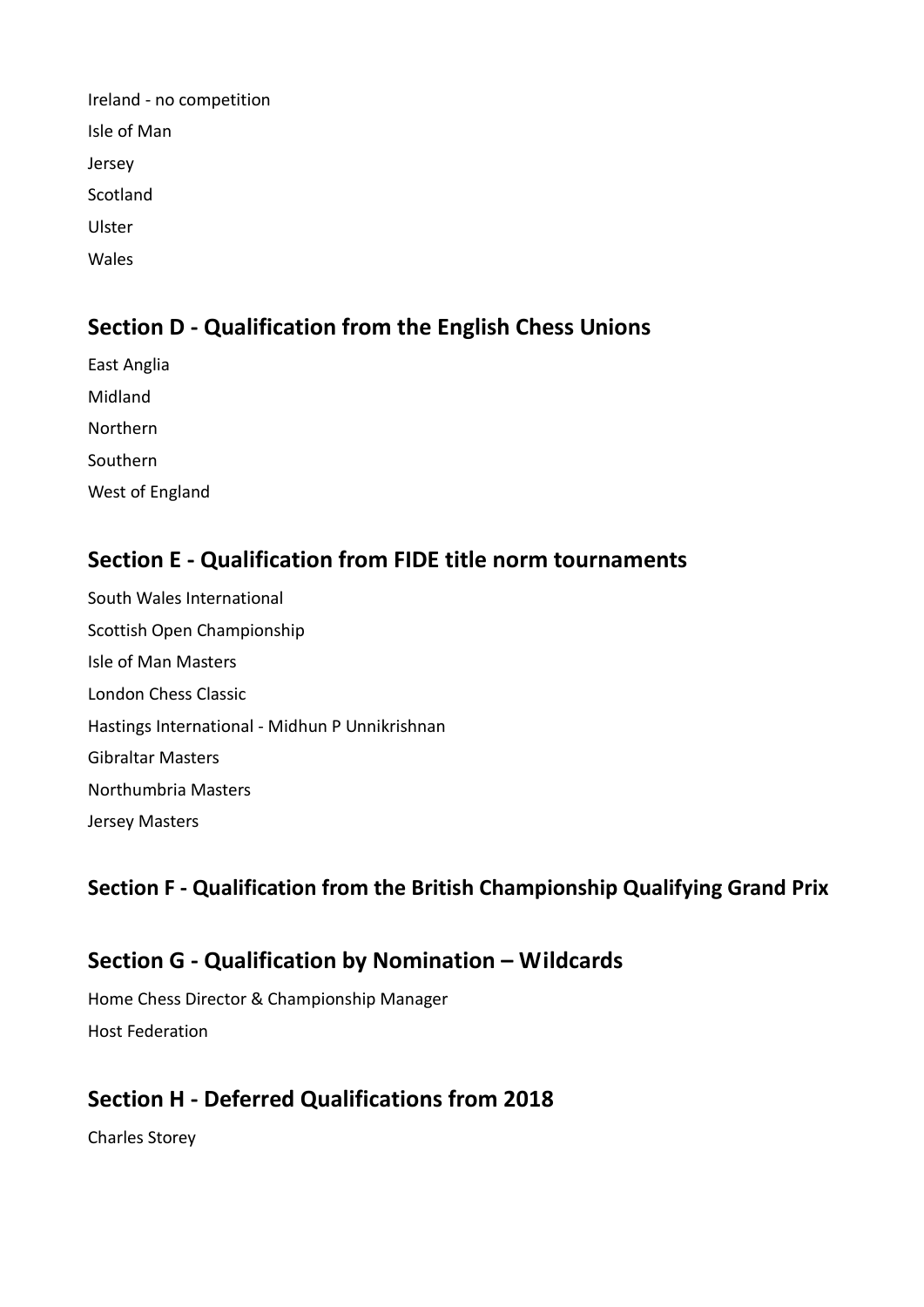Ireland - no competition

Isle of Man

Jersey

Scotland

Ulster

Wales

## Section D - Qualification from the English Chess Unions

East Anglia

Midland

Northern

Southern

West of England

## Section E - Qualification from FIDE title norm tournaments

South Wales International

Scottish Open Championship

Isle of Man Masters

London Chess Classic

Hastings International - Midhun P Unnikrishnan

Gibraltar Masters

Northumbria Masters

Jersey Masters

### Section F - Qualification from the British Championship Qualifying Grand Prix

## Section G - Qualification by Nomination – Wildcards

Home Chess Director & Championship Manager

Host Federation

## Section H - Deferred Qualifications from 2018

Charles Storey